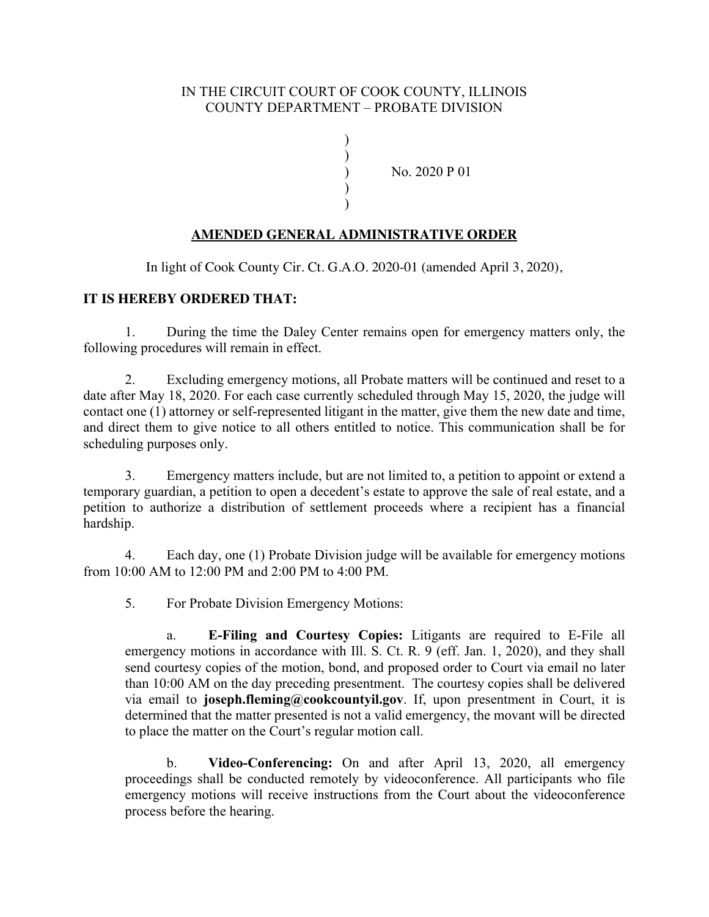IN THE CIRCUIT COURT OF COOK COUNTY, ILLINOIS
COUNTY DEPARTMENT – PROBATE DIVISION

)
)
) No. 2020 P 01
)
)

## AMENDED GENERAL ADMINISTRATIVE ORDER

In light of Cook County Cir. Ct. G.A.O. 2020-01 (amended April 3, 2020),

**IT IS HEREBY ORDERED THAT:**

1. During the time the Daley Center remains open for emergency matters only, the following procedures will remain in effect.

2. Excluding emergency motions, all Probate matters will be continued and reset to a date after May 18, 2020. For each case currently scheduled through May 15, 2020, the judge will contact one (1) attorney or self-represented litigant in the matter, give them the new date and time, and direct them to give notice to all others entitled to notice. This communication shall be for scheduling purposes only.

3. Emergency matters include, but are not limited to, a petition to appoint or extend a temporary guardian, a petition to open a decedent's estate to approve the sale of real estate, and a petition to authorize a distribution of settlement proceeds where a recipient has a financial hardship.

4. Each day, one (1) Probate Division judge will be available for emergency motions from 10:00 AM to 12:00 PM and 2:00 PM to 4:00 PM.

5. For Probate Division Emergency Motions:

   a. **E-Filing and Courtesy Copies:** Litigants are required to E-File all emergency motions in accordance with Ill. S. Ct. R. 9 (eff. Jan. 1, 2020), and they shall send courtesy copies of the motion, bond, and proposed order to Court via email no later than 10:00 AM on the day preceding presentment. The courtesy copies shall be delivered via email to **joseph.fleming@cookcountyil.gov**. If, upon presentment in Court, it is determined that the matter presented is not a valid emergency, the movant will be directed to place the matter on the Court's regular motion call.

   b. **Video-Conferencing:** On and after April 13, 2020, all emergency proceedings shall be conducted remotely by videoconference. All participants who file emergency motions will receive instructions from the Court about the videoconference process before the hearing.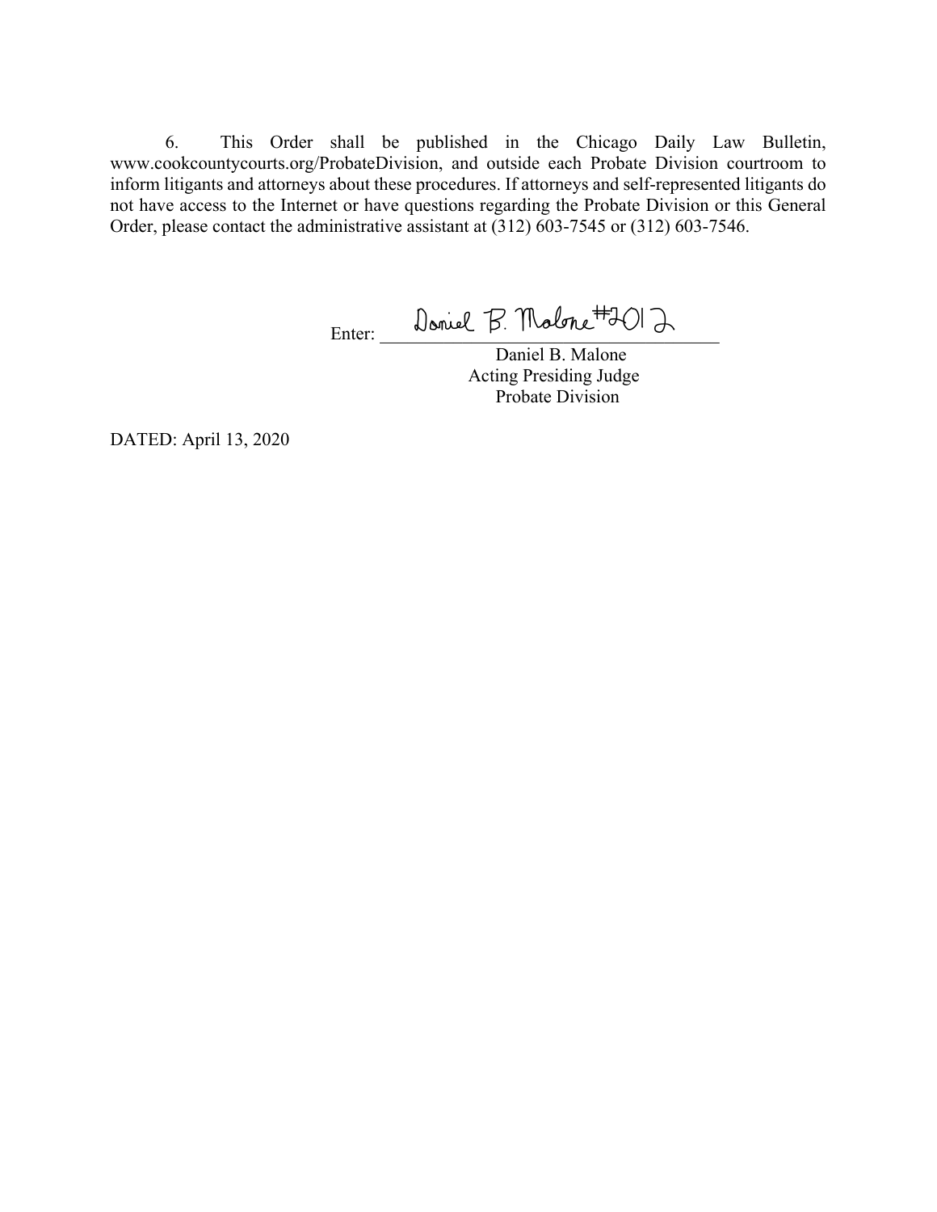6. This Order shall be published in the Chicago Daily Law Bulletin, www.cookcountycourts.org/ProbateDivision, and outside each Probate Division courtroom to inform litigants and attorneys about these procedures. If attorneys and self-represented litigants do not have access to the Internet or have questions regarding the Probate Division or this General Order, please contact the administrative assistant at (312) 603-7545 or (312) 603-7546.

Enter: Daniel B. Malone #2012

Daniel B. Malone
Acting Presiding Judge
Probate Division

DATED: April 13, 2020